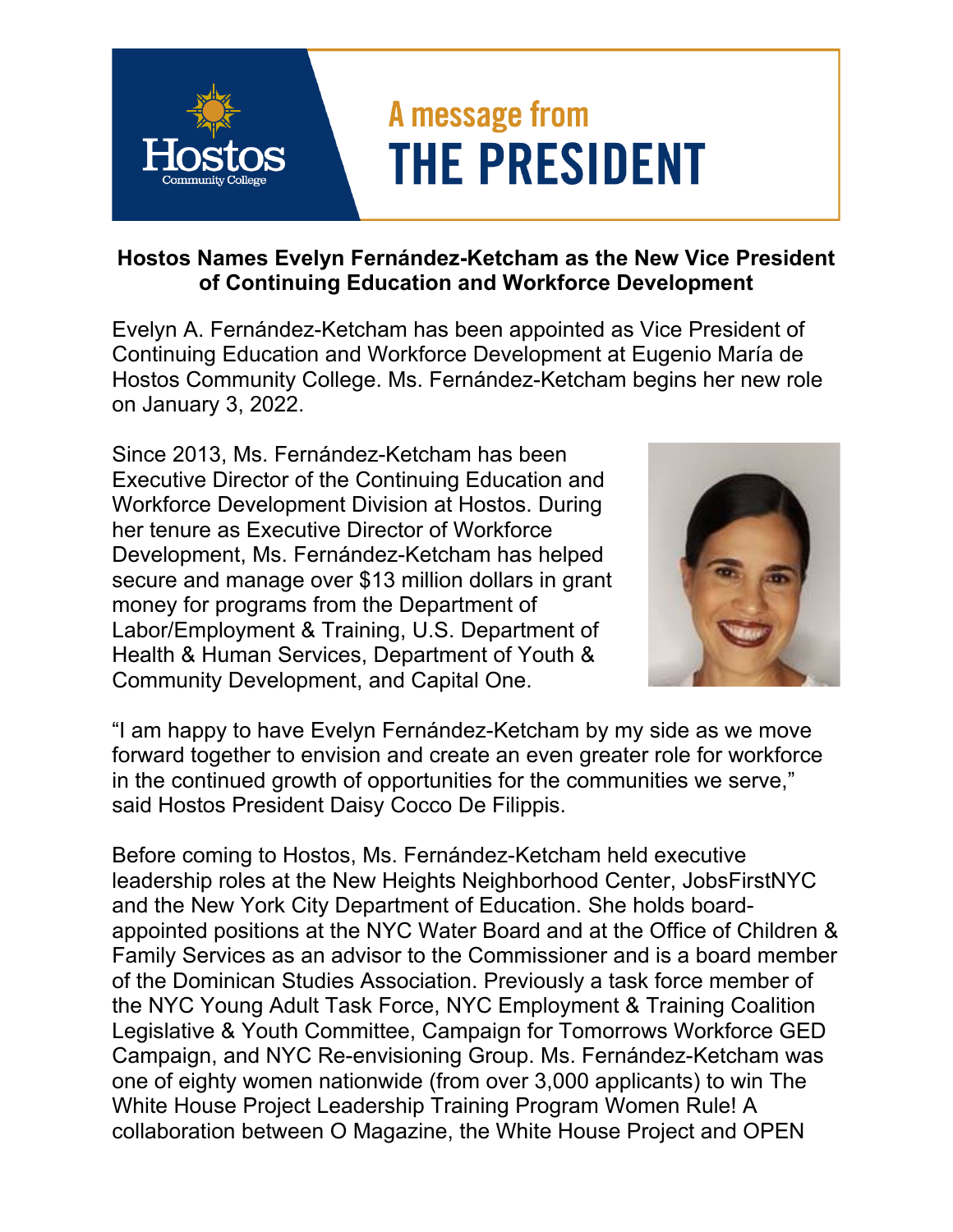# A message from THE PRESIDENT

**Hostos Names Evelyn Fernández-Ketcham as the New Vice President of Continuing Education and Workforce Development**

Evelyn A. Fernández-Ketcham has been appointed as Vice President of Continuing Education and Workforce Development at Eugenio María de Hostos Community College. Ms. Fernández-Ketcham begins her new role on January 3, 2022.

Since 2013, Ms. Fernández-Ketcham has been Executive Director of the Continuing Education and Workforce Development Division at Hostos. During her tenure as Executive Director of Workforce Development, Ms. Fernández-Ketcham has helped secure and manage over $13 million dollars in grant money for programs from the Department of Labor/Employment & Training, U.S. Department of Health & Human Services, Department of Youth & Community Development, and Capital One.

"I am happy to have Evelyn Fernández-Ketcham by my side as we move forward together to envision and create an even greater role for workforce in the continued growth of opportunities for the communities we serve," said Hostos President Daisy Cocco De Filippis.

Before coming to Hostos, Ms. Fernández-Ketcham held executive leadership roles at the New Heights Neighborhood Center, JobsFirstNYC and the New York City Department of Education. She holds board-appointed positions at the NYC Water Board and at the Office of Children & Family Services as an advisor to the Commissioner and is a board member of the Dominican Studies Association. Previously a task force member of the NYC Young Adult Task Force, NYC Employment & Training Coalition Legislative & Youth Committee, Campaign for Tomorrows Workforce GED Campaign, and NYC Re-envisioning Group. Ms. Fernández-Ketcham was one of eighty women nationwide (from over 3,000 applicants) to win The White House Project Leadership Training Program Women Rule! A collaboration between O Magazine, the White House Project and OPEN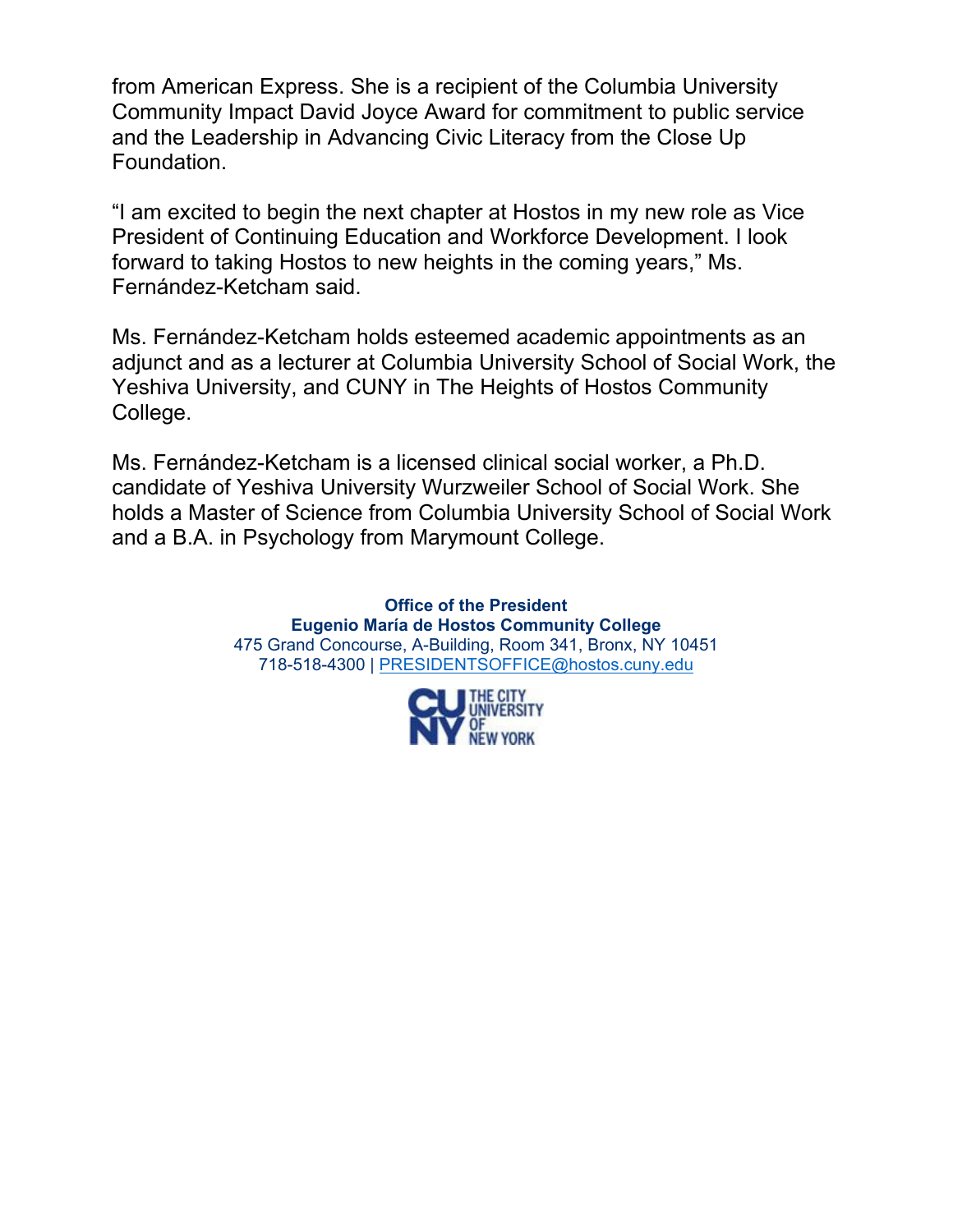from American Express. She is a recipient of the Columbia University Community Impact David Joyce Award for commitment to public service and the Leadership in Advancing Civic Literacy from the Close Up Foundation.

“I am excited to begin the next chapter at Hostos in my new role as Vice President of Continuing Education and Workforce Development. I look forward to taking Hostos to new heights in the coming years,” Ms. Fernández-Ketcham said.

Ms. Fernández-Ketcham holds esteemed academic appointments as an adjunct and as a lecturer at Columbia University School of Social Work, the Yeshiva University, and CUNY in The Heights of Hostos Community College.

Ms. Fernández-Ketcham is a licensed clinical social worker, a Ph.D. candidate of Yeshiva University Wurzweiler School of Social Work. She holds a Master of Science from Columbia University School of Social Work and a B.A. in Psychology from Marymount College.

**Office of the President**
**Eugenio María de Hostos Community College**
475 Grand Concourse, A-Building, Room 341, Bronx, NY 10451
718-518-4300 | PRESIDENTSOFFICE@hostos.cuny.edu

CUNY THE CITY UNIVERSITY OF NEW YORK